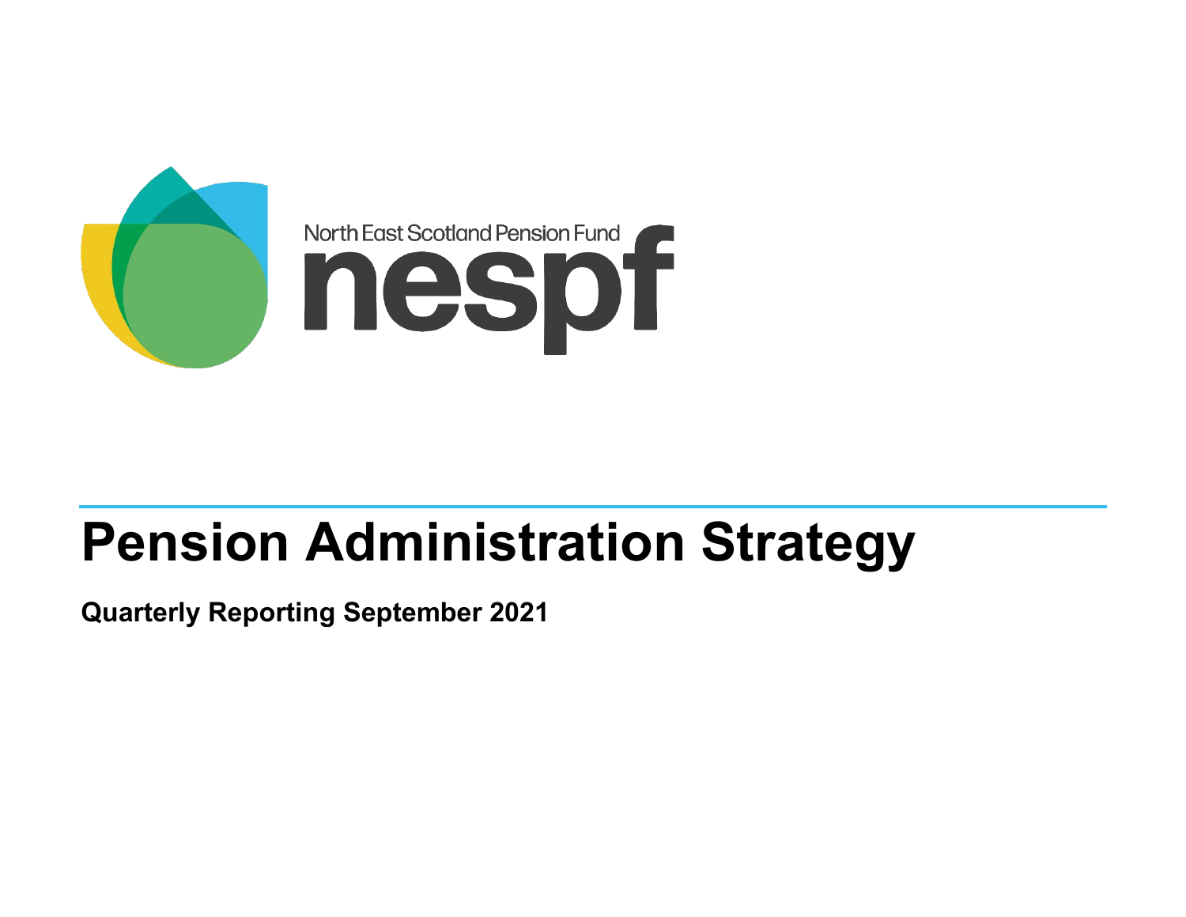North East Scotland Pension Fund

nespf

# Pension Administration Strategy

**Quarterly Reporting September 2021**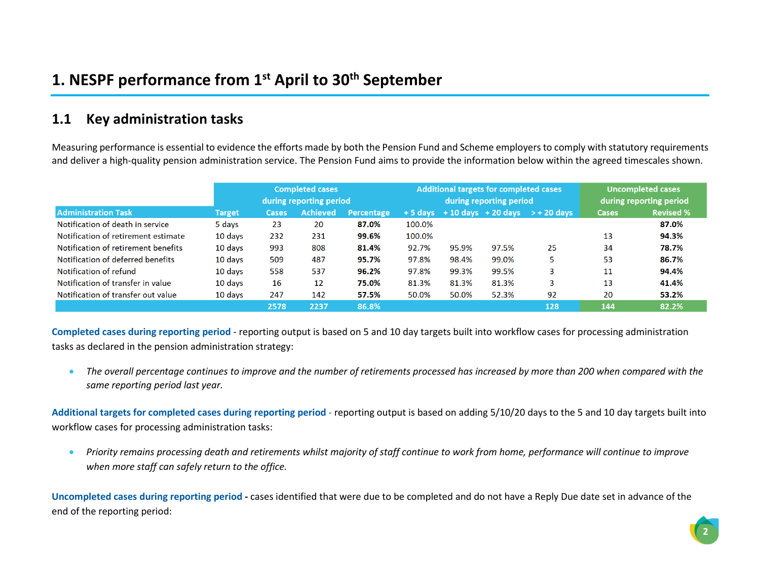# 1. NESPF performance from 1st April to 30th September

## 1.1 Key administration tasks

Measuring performance is essential to evidence the efforts made by both the Pension Fund and Scheme employers to comply with statutory requirements and deliver a high-quality pension administration service. The Pension Fund aims to provide the information below within the agreed timescales shown.

| | | Completed cases during reporting period | | | Additional targets for completed cases during reporting period | | | | Uncompleted cases during reporting period | |
|---|---|---|---|---|---|---|---|---|---|---|
| **Administration Task** | **Target** | **Cases** | **Achieved** | **Percentage** | **+ 5 days** | **+ 10 days** | **+ 20 days** | **> + 20 days** | **Cases** | **Revised %** |
| Notification of death in service | 5 days | 23 | 20 | **87.0%** | 100.0% | | | | | **87.0%** |
| Notification of retirement estimate | 10 days | 232 | 231 | **99.6%** | 100.0% | | | | 13 | **94.3%** |
| Notification of retirement benefits | 10 days | 993 | 808 | **81.4%** | 92.7% | 95.9% | 97.5% | 25 | 34 | **78.7%** |
| Notification of deferred benefits | 10 days | 509 | 487 | **95.7%** | 97.8% | 98.4% | 99.0% | 5 | 53 | **86.7%** |
| Notification of refund | 10 days | 558 | 537 | **96.2%** | 97.8% | 99.3% | 99.5% | 3 | 11 | **94.4%** |
| Notification of transfer in value | 10 days | 16 | 12 | **75.0%** | 81.3% | 81.3% | 81.3% | 3 | 13 | **41.4%** |
| Notification of transfer out value | 10 days | 247 | 142 | **57.5%** | 50.0% | 50.0% | 52.3% | 92 | 20 | **53.2%** |
| | | **2578** | **2237** | **86.8%** | | | | **128** | **144** | **82.2%** |

**Completed cases during reporting period** - reporting output is based on 5 and 10 day targets built into workflow cases for processing administration tasks as declared in the pension administration strategy:

- *The overall percentage continues to improve and the number of retirements processed has increased by more than 200 when compared with the same reporting period last year.*

**Additional targets for completed cases during reporting period** - reporting output is based on adding 5/10/20 days to the 5 and 10 day targets built into workflow cases for processing administration tasks:

- *Priority remains processing death and retirements whilst majority of staff continue to work from home, performance will continue to improve when more staff can safely return to the office.*

**Uncompleted cases during reporting period** - cases identified that were due to be completed and do not have a Reply Due date set in advance of the end of the reporting period: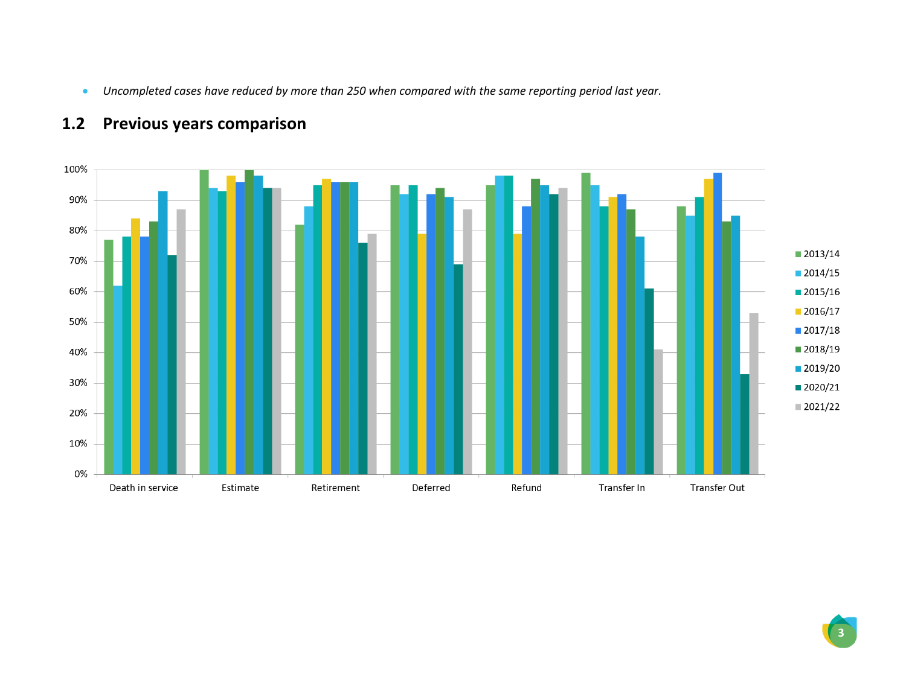- *Uncompleted cases have reduced by more than 250 when compared with the same reporting period last year.*

## 1.2 Previous years comparison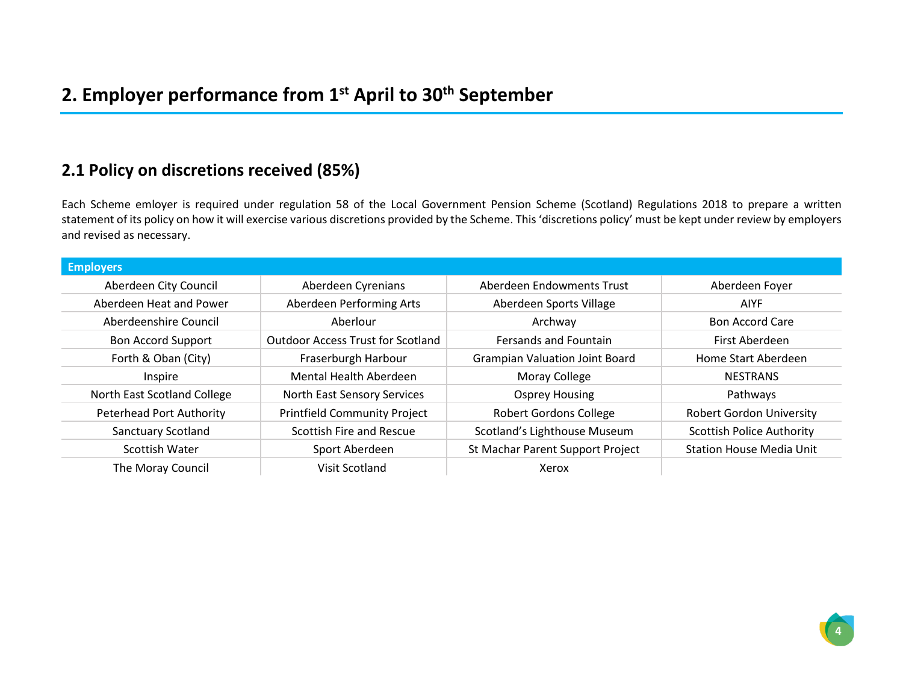# 2. Employer performance from 1st April to 30th September

## 2.1 Policy on discretions received (85%)

Each Scheme emloyer is required under regulation 58 of the Local Government Pension Scheme (Scotland) Regulations 2018 to prepare a written statement of its policy on how it will exercise various discretions provided by the Scheme. This 'discretions policy' must be kept under review by employers and revised as necessary.

| Employers | | | |
|---|---|---|---|
| Aberdeen City Council | Aberdeen Cyrenians | Aberdeen Endowments Trust | Aberdeen Foyer |
| Aberdeen Heat and Power | Aberdeen Performing Arts | Aberdeen Sports Village | AIYF |
| Aberdeenshire Council | Aberlour | Archway | Bon Accord Care |
| Bon Accord Support | Outdoor Access Trust for Scotland | Fersands and Fountain | First Aberdeen |
| Forth & Oban (City) | Fraserburgh Harbour | Grampian Valuation Joint Board | Home Start Aberdeen |
| Inspire | Mental Health Aberdeen | Moray College | NESTRANS |
| North East Scotland College | North East Sensory Services | Osprey Housing | Pathways |
| Peterhead Port Authority | Printfield Community Project | Robert Gordons College | Robert Gordon University |
| Sanctuary Scotland | Scottish Fire and Rescue | Scotland's Lighthouse Museum | Scottish Police Authority |
| Scottish Water | Sport Aberdeen | St Machar Parent Support Project | Station House Media Unit |
| The Moray Council | Visit Scotland | Xerox | |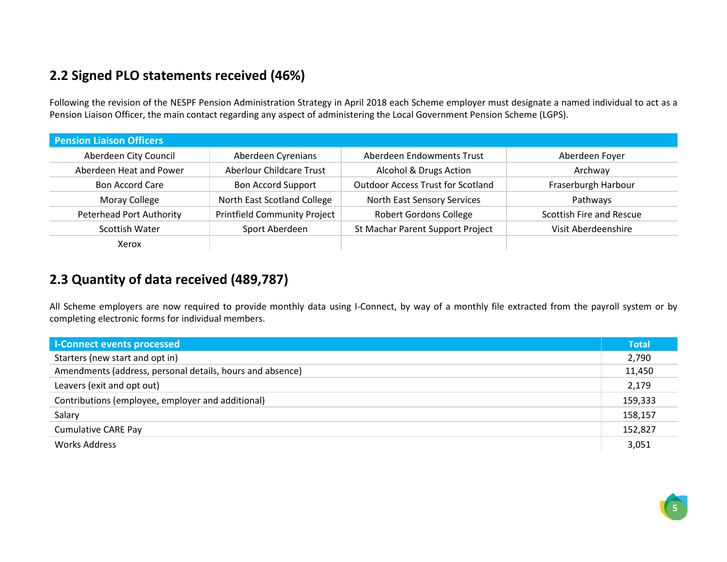## 2.2 Signed PLO statements received (46%)

Following the revision of the NESPF Pension Administration Strategy in April 2018 each Scheme employer must designate a named individual to act as a Pension Liaison Officer, the main contact regarding any aspect of administering the Local Government Pension Scheme (LGPS).

| Pension Liaison Officers | | | |
|---|---|---|---|
| Aberdeen City Council | Aberdeen Cyrenians | Aberdeen Endowments Trust | Aberdeen Foyer |
| Aberdeen Heat and Power | Aberlour Childcare Trust | Alcohol & Drugs Action | Archway |
| Bon Accord Care | Bon Accord Support | Outdoor Access Trust for Scotland | Fraserburgh Harbour |
| Moray College | North East Scotland College | North East Sensory Services | Pathways |
| Peterhead Port Authority | Printfield Community Project | Robert Gordons College | Scottish Fire and Rescue |
| Scottish Water | Sport Aberdeen | St Machar Parent Support Project | Visit Aberdeenshire |
| Xerox | | | |

## 2.3 Quantity of data received (489,787)

All Scheme employers are now required to provide monthly data using I-Connect, by way of a monthly file extracted from the payroll system or by completing electronic forms for individual members.

| I-Connect events processed | Total |
|---|---|
| Starters (new start and opt in) | 2,790 |
| Amendments (address, personal details, hours and absence) | 11,450 |
| Leavers (exit and opt out) | 2,179 |
| Contributions (employee, employer and additional) | 159,333 |
| Salary | 158,157 |
| Cumulative CARE Pay | 152,827 |
| Works Address | 3,051 |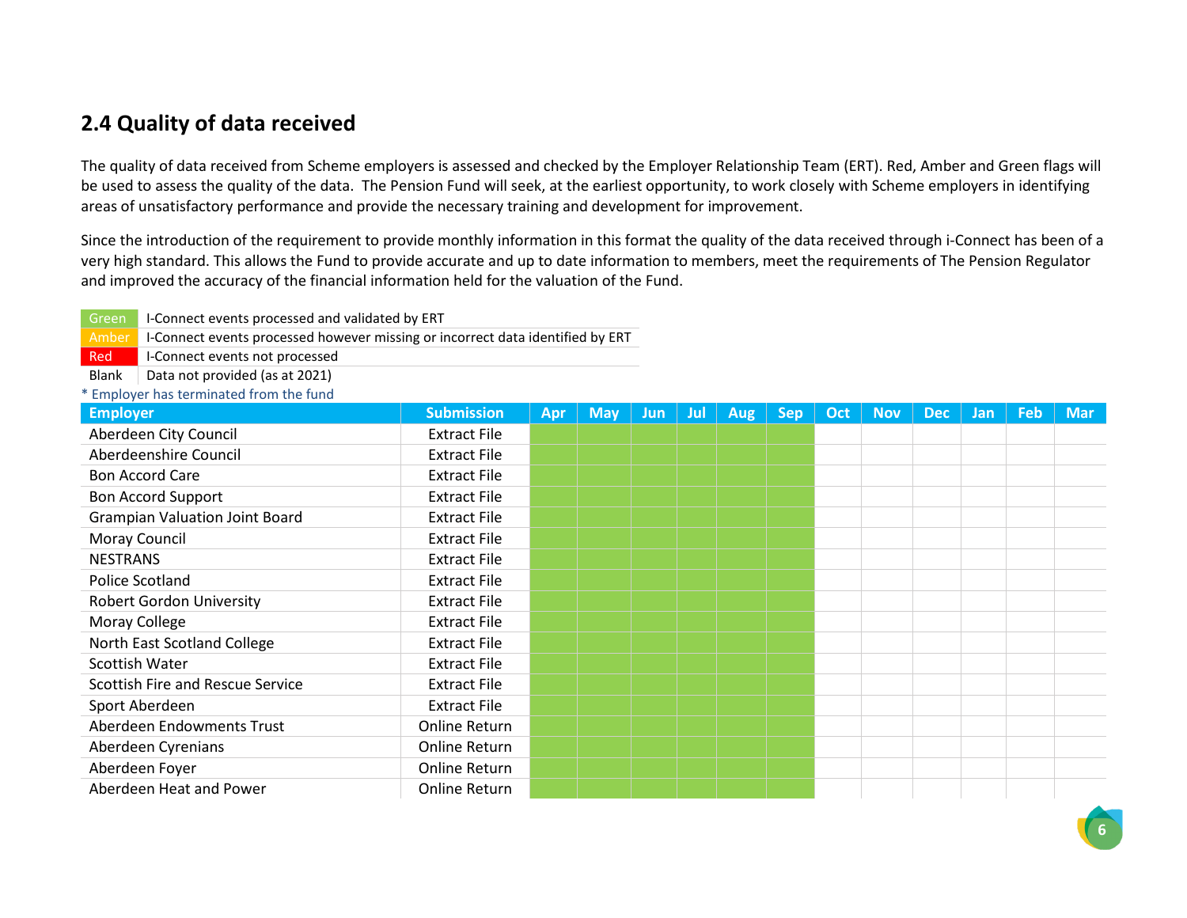## 2.4 Quality of data received

The quality of data received from Scheme employers is assessed and checked by the Employer Relationship Team (ERT). Red, Amber and Green flags will be used to assess the quality of the data. The Pension Fund will seek, at the earliest opportunity, to work closely with Scheme employers in identifying areas of unsatisfactory performance and provide the necessary training and development for improvement.

Since the introduction of the requirement to provide monthly information in this format the quality of the data received through i-Connect has been of a very high standard. This allows the Fund to provide accurate and up to date information to members, meet the requirements of The Pension Regulator and improved the accuracy of the financial information held for the valuation of the Fund.

| | |
|---|---|
| Green | I-Connect events processed and validated by ERT |
| Amber | I-Connect events processed however missing or incorrect data identified by ERT |
| Red | I-Connect events not processed |
| Blank | Data not provided (as at 2021) |

* Employer has terminated from the fund

| Employer | Submission | Apr | May | Jun | Jul | Aug | Sep | Oct | Nov | Dec | Jan | Feb | Mar |
|---|---|---|---|---|---|---|---|---|---|---|---|---|---|
| Aberdeen City Council | Extract File | Green | Green | Green | Green | Green | Green | | | | | | |
| Aberdeenshire Council | Extract File | Green | Green | Green | Green | Green | Green | | | | | | |
| Bon Accord Care | Extract File | Green | Green | Green | Green | Green | Green | | | | | | |
| Bon Accord Support | Extract File | Green | Green | Green | Green | Green | Green | | | | | | |
| Grampian Valuation Joint Board | Extract File | Green | Green | Green | Green | Green | Green | | | | | | |
| Moray Council | Extract File | Green | Green | Green | Green | Green | Green | | | | | | |
| NESTRANS | Extract File | Green | Green | Green | Green | Green | Green | | | | | | |
| Police Scotland | Extract File | Green | Green | Green | Green | Green | Green | | | | | | |
| Robert Gordon University | Extract File | Green | Green | Green | Green | Green | Green | | | | | | |
| Moray College | Extract File | Green | Green | Green | Green | Green | Green | | | | | | |
| North East Scotland College | Extract File | Green | Green | Green | Green | Green | Green | | | | | | |
| Scottish Water | Extract File | Green | Green | Green | Green | Green | Green | | | | | | |
| Scottish Fire and Rescue Service | Extract File | Green | Green | Green | Green | Green | Green | | | | | | |
| Sport Aberdeen | Extract File | Green | Green | Green | Green | Green | Green | | | | | | |
| Aberdeen Endowments Trust | Online Return | Green | Green | Green | Green | Green | Green | | | | | | |
| Aberdeen Cyrenians | Online Return | Green | Green | Green | Green | Green | Green | | | | | | |
| Aberdeen Foyer | Online Return | Green | Green | Green | Green | Green | Green | | | | | | |
| Aberdeen Heat and Power | Online Return | Green | Green | Green | Green | Green | Green | | | | | | |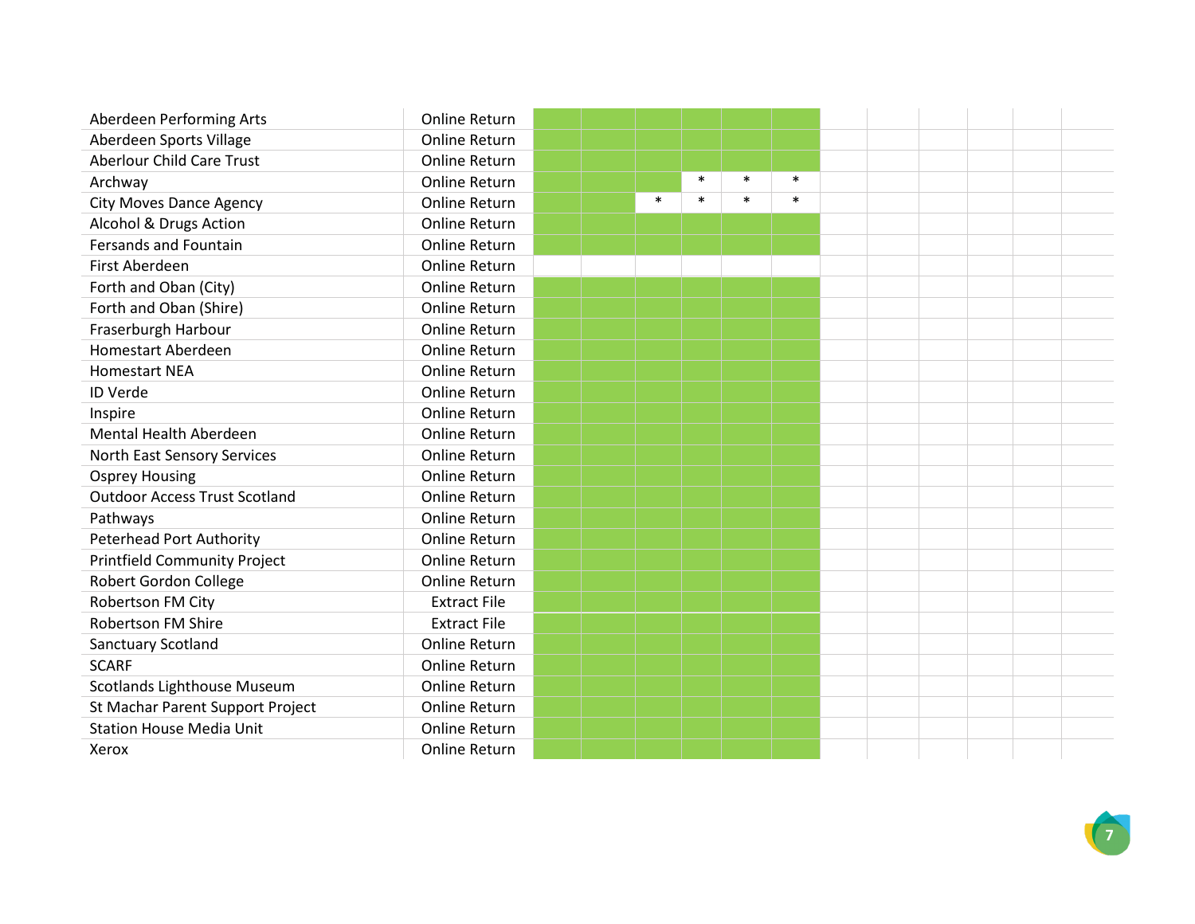| | | | | | | | | | | | | | |
|---|---|---|---|---|---|---|---|---|---|---|---|---|---|
| Aberdeen Performing Arts | Online Return | | | | | | | | | | | | |
| Aberdeen Sports Village | Online Return | | | | | | | | | | | | |
| Aberlour Child Care Trust | Online Return | | | | | | | | | | | | |
| Archway | Online Return | | | | * | * | * | | | | | | |
| City Moves Dance Agency | Online Return | | | * | * | * | * | | | | | | |
| Alcohol & Drugs Action | Online Return | | | | | | | | | | | | |
| Fersands and Fountain | Online Return | | | | | | | | | | | | |
| First Aberdeen | Online Return | | | | | | | | | | | | |
| Forth and Oban (City) | Online Return | | | | | | | | | | | | |
| Forth and Oban (Shire) | Online Return | | | | | | | | | | | | |
| Fraserburgh Harbour | Online Return | | | | | | | | | | | | |
| Homestart Aberdeen | Online Return | | | | | | | | | | | | |
| Homestart NEA | Online Return | | | | | | | | | | | | |
| ID Verde | Online Return | | | | | | | | | | | | |
| Inspire | Online Return | | | | | | | | | | | | |
| Mental Health Aberdeen | Online Return | | | | | | | | | | | | |
| North East Sensory Services | Online Return | | | | | | | | | | | | |
| Osprey Housing | Online Return | | | | | | | | | | | | |
| Outdoor Access Trust Scotland | Online Return | | | | | | | | | | | | |
| Pathways | Online Return | | | | | | | | | | | | |
| Peterhead Port Authority | Online Return | | | | | | | | | | | | |
| Printfield Community Project | Online Return | | | | | | | | | | | | |
| Robert Gordon College | Online Return | | | | | | | | | | | | |
| Robertson FM City | Extract File | | | | | | | | | | | | |
| Robertson FM Shire | Extract File | | | | | | | | | | | | |
| Sanctuary Scotland | Online Return | | | | | | | | | | | | |
| SCARF | Online Return | | | | | | | | | | | | |
| Scotlands Lighthouse Museum | Online Return | | | | | | | | | | | | |
| St Machar Parent Support Project | Online Return | | | | | | | | | | | | |
| Station House Media Unit | Online Return | | | | | | | | | | | | |
| Xerox | Online Return | | | | | | | | | | | | |